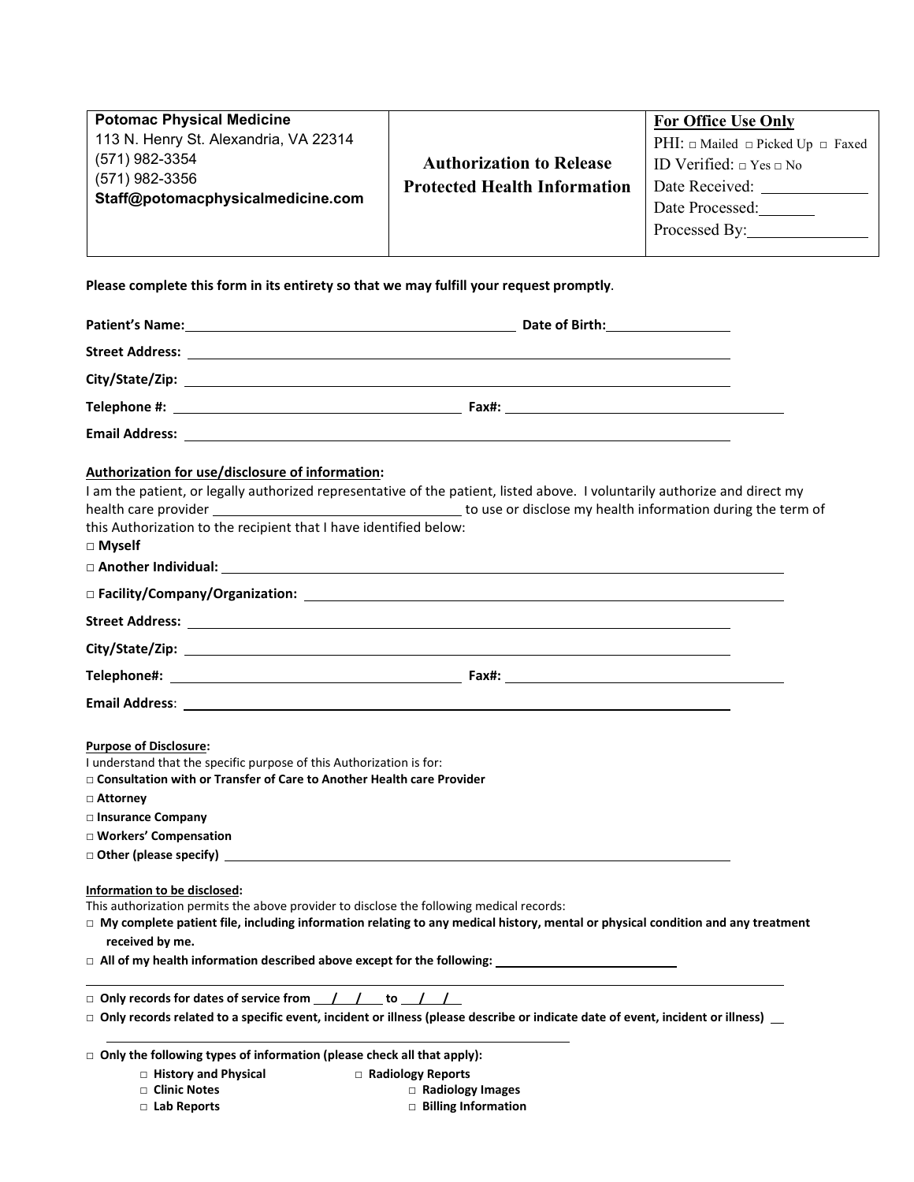| Potomac Physical Medicine<br>113 N. Henry St. Alexandria, VA 22314<br>(571) 982-3354<br>(571) 982-3356<br>Staff@potomacphysicalmedicine.com | Authorization to Release Protected Health Information | For Office Use Only<br>PHI: □ Mailed □ Picked Up □ Faxed<br>ID Verified: □ Yes □ No<br>Date Received: ____________<br>Date Processed: _______<br>Processed By: ______________ |
|---|---|---|

**Please complete this form in its entirety so that we may fulfill your request promptly**.

**Patient's Name:** ________________________________________ **Date of Birth:** ________________

**Street Address:** ____________________________________________________________

**City/State/Zip:** ____________________________________________________________

**Telephone #:** ______________________________ **Fax#:** ______________________________

**Email Address:** ____________________________________________________________

**Authorization for use/disclosure of information:**

I am the patient, or legally authorized representative of the patient, listed above. I voluntarily authorize and direct my health care provider ______________________________ to use or disclose my health information during the term of this Authorization to the recipient that I have identified below:

□ **Myself**

□ **Another Individual:** ____________________________________________________________

□ **Facility/Company/Organization:** ____________________________________________________________

**Street Address:** ____________________________________________________________

**City/State/Zip:** ____________________________________________________________

**Telephone#:** ______________________________ **Fax#:** ______________________________

**Email Address**: ____________________________________________________________

**Purpose of Disclosure:**

I understand that the specific purpose of this Authorization is for:

□ **Consultation with or Transfer of Care to Another Health care Provider**

□ **Attorney**

□ **Insurance Company**

□ **Workers' Compensation**

□ **Other (please specify)** ____________________________________________________________

**Information to be disclosed:**

This authorization permits the above provider to disclose the following medical records:

□ **My complete patient file, including information relating to any medical history, mental or physical condition and any treatment received by me.**

□ **All of my health information described above except for the following:** ______________________

____________________________________________________________

□ **Only records for dates of service from** ___/___/___ **to** ___/___/___

□ **Only records related to a specific event, incident or illness (please describe or indicate date of event, incident or illness)** ___

____________________________________________________________

□ **Only the following types of information (please check all that apply):**

- □ **History and Physical**
- □ **Clinic Notes**
- □ **Lab Reports**
- □ **Radiology Reports**
- □ **Radiology Images**
- □ **Billing Information**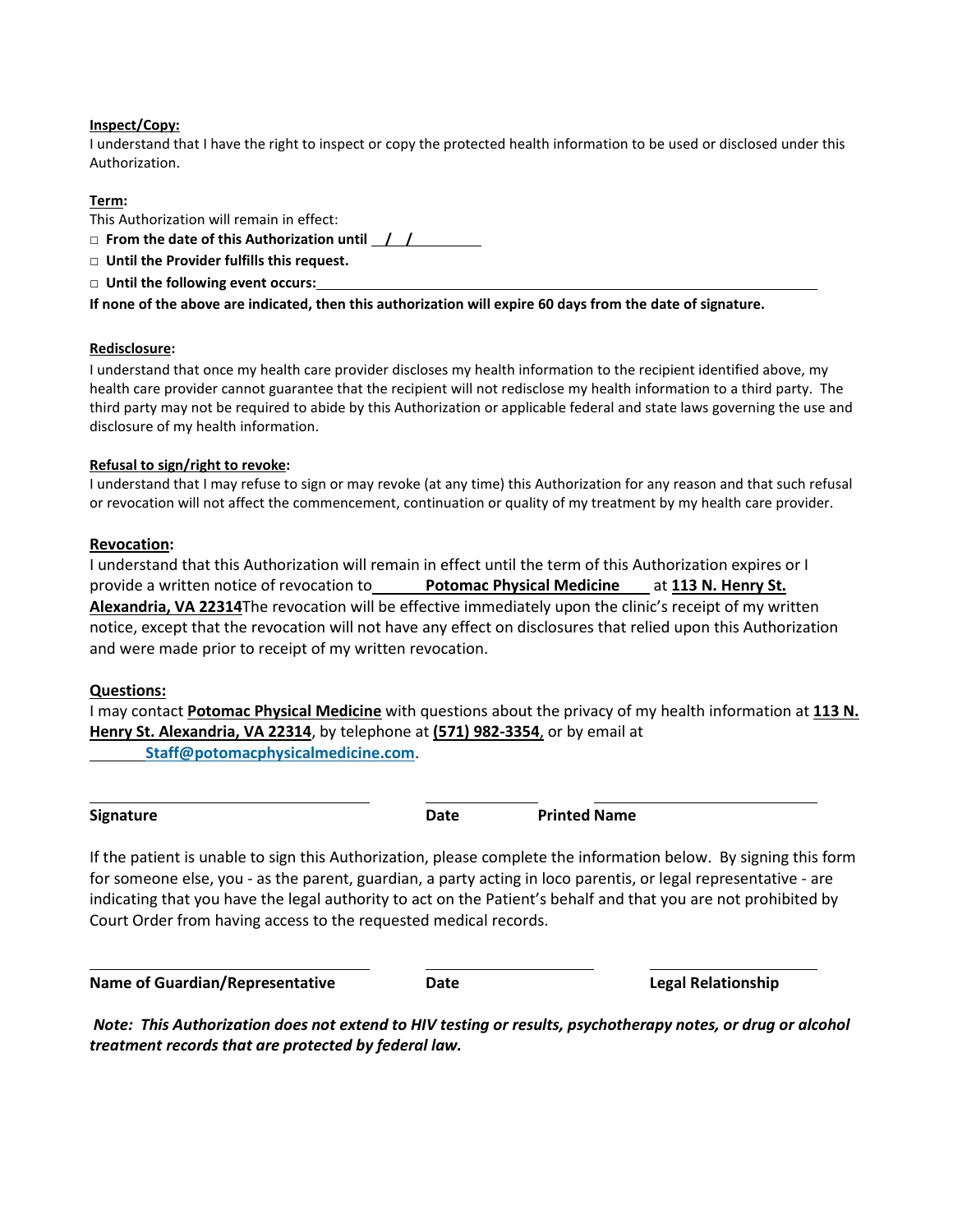**Inspect/Copy:**

I understand that I have the right to inspect or copy the protected health information to be used or disclosed under this Authorization.

**Term:**

This Authorization will remain in effect:

- □ **From the date of this Authorization until \_\_/\_\_/\_\_\_\_\_\_**
- □ **Until the Provider fulfills this request.**
- □ **Until the following event occurs:\_\_\_\_\_\_\_\_\_\_\_\_\_\_\_\_\_\_\_\_\_\_\_\_\_\_\_\_\_\_\_\_\_\_\_\_\_\_\_\_\_\_\_\_**

**If none of the above are indicated, then this authorization will expire 60 days from the date of signature.**

**Redisclosure:**

I understand that once my health care provider discloses my health information to the recipient identified above, my health care provider cannot guarantee that the recipient will not redisclose my health information to a third party. The third party may not be required to abide by this Authorization or applicable federal and state laws governing the use and disclosure of my health information.

**Refusal to sign/right to revoke:**

I understand that I may refuse to sign or may revoke (at any time) this Authorization for any reason and that such refusal or revocation will not affect the commencement, continuation or quality of my treatment by my health care provider.

**Revocation:**

I understand that this Authorization will remain in effect until the term of this Authorization expires or I provide a written notice of revocation to **Potomac Physical Medicine** at **113 N. Henry St. Alexandria, VA 22314**The revocation will be effective immediately upon the clinic's receipt of my written notice, except that the revocation will not have any effect on disclosures that relied upon this Authorization and were made prior to receipt of my written revocation.

**Questions:**

I may contact **Potomac Physical Medicine** with questions about the privacy of my health information at **113 N. Henry St. Alexandria, VA 22314**, by telephone at **(571) 982-3354**, or by email at **Staff@potomacphysicalmedicine.com**.

\_\_\_\_\_\_\_\_\_\_\_\_\_\_\_\_\_\_\_\_\_\_\_\_\_\_\_\_ \_\_\_\_\_\_\_\_\_\_\_\_ \_\_\_\_\_\_\_\_\_\_\_\_\_\_\_\_\_\_\_\_\_\_\_\_

**Signature** **Date** **Printed Name**

If the patient is unable to sign this Authorization, please complete the information below. By signing this form for someone else, you - as the parent, guardian, a party acting in loco parentis, or legal representative - are indicating that you have the legal authority to act on the Patient's behalf and that you are not prohibited by Court Order from having access to the requested medical records.

\_\_\_\_\_\_\_\_\_\_\_\_\_\_\_\_\_\_\_\_\_\_\_\_\_\_\_\_ \_\_\_\_\_\_\_\_\_\_\_\_\_\_\_\_ \_\_\_\_\_\_\_\_\_\_\_\_\_\_\_\_

**Name of Guardian/Representative** **Date** **Legal Relationship**

***Note: This Authorization does not extend to HIV testing or results, psychotherapy notes, or drug or alcohol treatment records that are protected by federal law.***